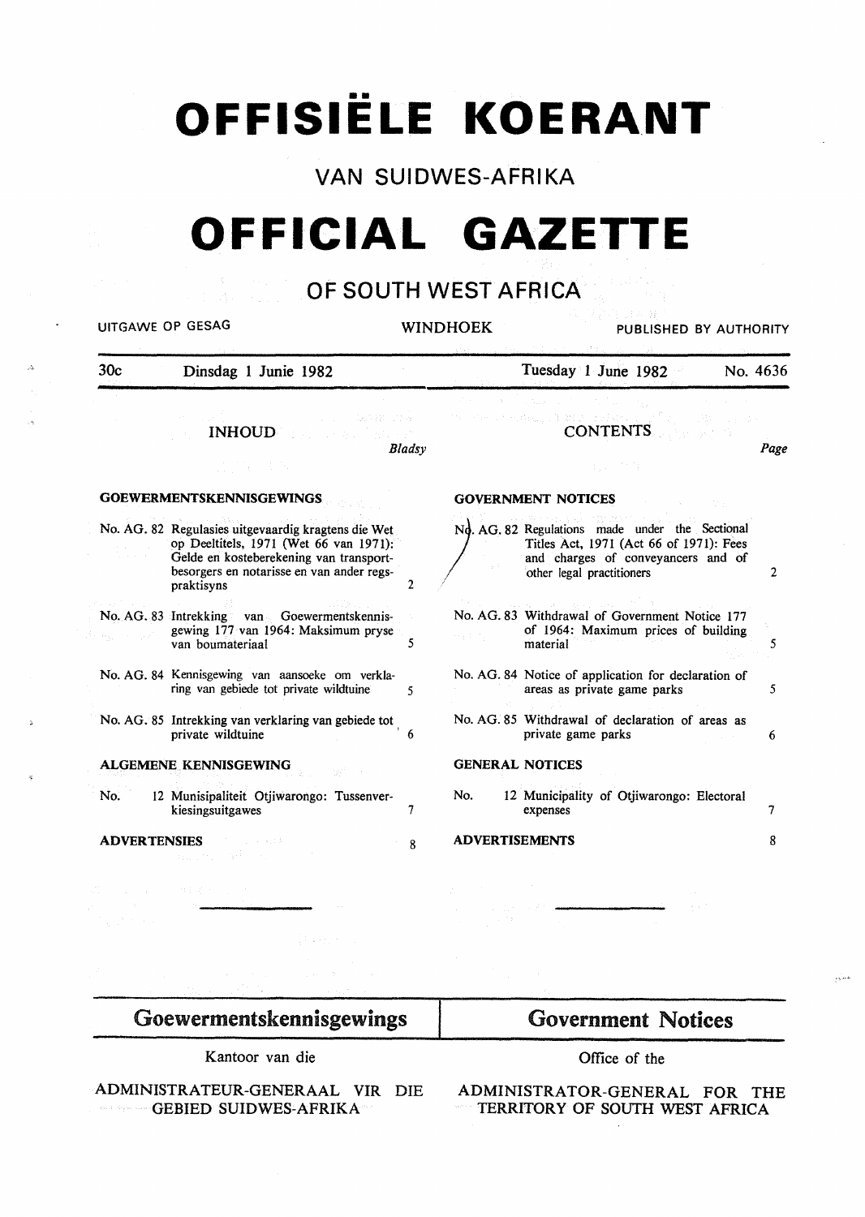# OFFISIËLE KOERANT

## VAN SUIDWES-AFRIKA

# OFFICIAL GAZETTE

## OF SOUTH WEST AFRICA

UITGAWE OP GESAG — WINDHOEK — PUBLISHED BY AUTHORITY

30c — Dinsdag 1 Junie 1982 — Tuesday 1 June 1982 — No. 4636

**INHOUD**

| | | Bladsy |
|---|---|---|
| **GOEWERMENTSKENNISGEWINGS** | | |
| No. AG. 82 | Regulasies uitgevaardig kragtens die Wet op Deeltitels, 1971 (Wet 66 van 1971): Gelde en kosteberekening van transportbesorgers en notarisse en van ander regspraktisyns | 2 |
| No. AG. 83 | Intrekking van Goewermentskennisgewing 177 van 1964: Maksimum pryse van boumateriaal | 5 |
| No. AG. 84 | Kennisgewing van aansoeke om verklaring van gebiede tot private wildtuine | 5 |
| No. AG. 85 | Intrekking van verklaring van gebiede tot private wildtuine | 6 |
| **ALGEMENE KENNISGEWING** | | |
| No. 12 | Munisipaliteit Otjiwarongo: Tussenverkiesingsuitgawes | 7 |
| **ADVERTENSIES** | | 8 |

**CONTENTS**

| | | Page |
|---|---|---|
| **GOVERNMENT NOTICES** | | |
| No. AG. 82 | Regulations made under the Sectional Titles Act, 1971 (Act 66 of 1971): Fees and charges of conveyancers and of other legal practitioners | 2 |
| No. AG. 83 | Withdrawal of Government Notice 177 of 1964: Maximum prices of building material | 5 |
| No. AG. 84 | Notice of application for declaration of areas as private game parks | 5 |
| No. AG. 85 | Withdrawal of declaration of areas as private game parks | 6 |
| **GENERAL NOTICES** | | |
| No. 12 | Municipality of Otjiwarongo: Electoral expenses | 7 |
| **ADVERTISEMENTS** | | 8 |

## Goewermentskennisgewings

Kantoor van die

ADMINISTRATEUR-GENERAAL VIR DIE GEBIED SUIDWES-AFRIKA

## Government Notices

Office of the

ADMINISTRATOR-GENERAL FOR THE TERRITORY OF SOUTH WEST AFRICA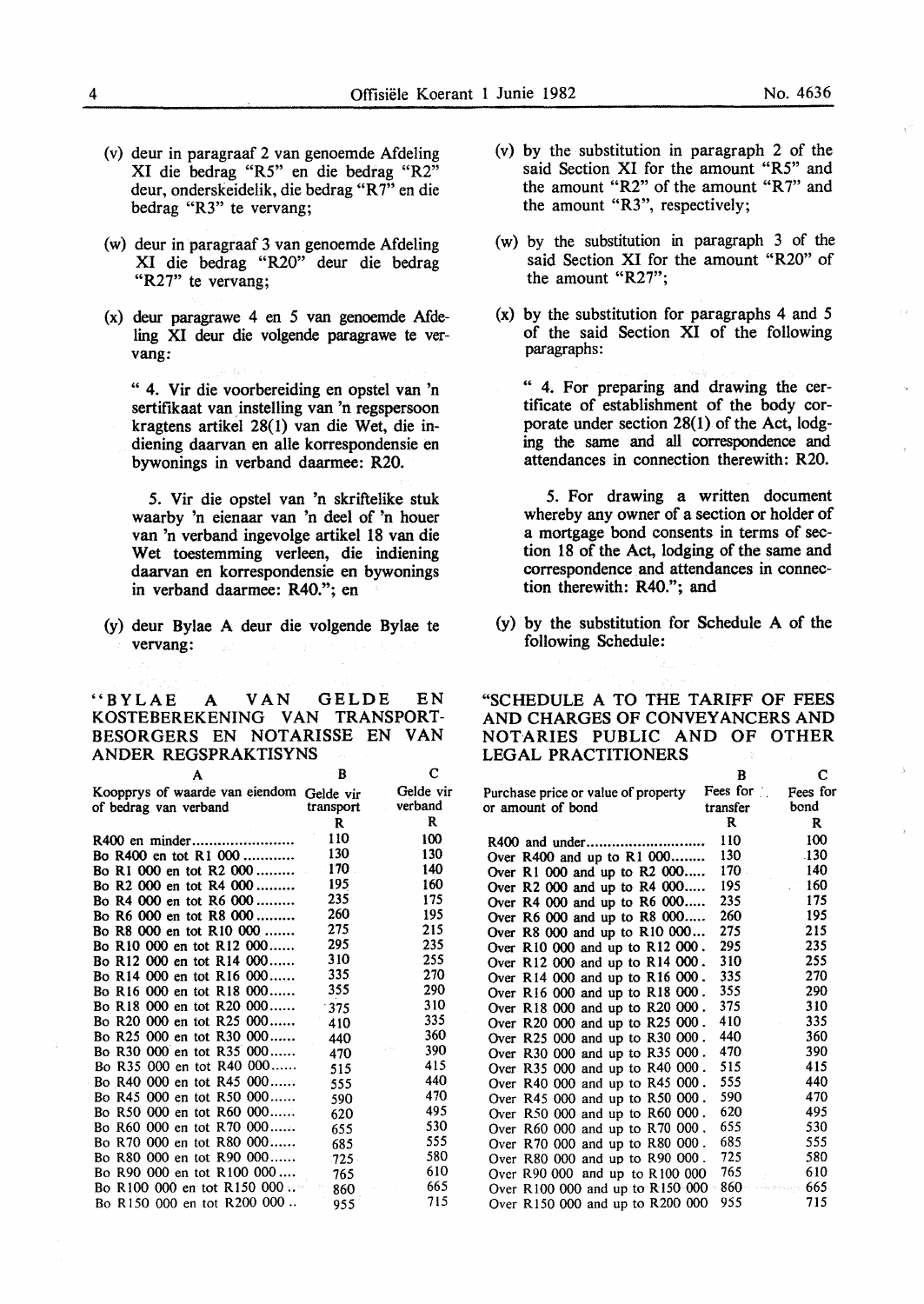(v) deur in paragraaf 2 van genoemde Afdeling XI die bedrag "R5" en die bedrag "R2" deur, onderskeidelik, die bedrag "R7" en die bedrag "R3" te vervang;

(w) deur in paragraaf 3 van genoemde Afdeling XI die bedrag "R20" deur die bedrag "R27" te vervang;

(x) deur paragrawe 4 en 5 van genoemde Afdeling XI deur die volgende paragrawe te vervang:

" 4. Vir die voorbereiding en opstel van 'n sertifikaat van instelling van 'n regspersoon kragtens artikel 28(1) van die Wet, die indiening daarvan en alle korrespondensie en bywonings in verband daarmee: R20.

5. Vir die opstel van 'n skriftelike stuk waarby 'n eienaar van 'n deel of 'n houer van 'n verband ingevolge artikel 18 van die Wet toestemming verleen, die indiening daarvan en korrespondensie en bywonings in verband daarmee: R40."; en

(y) deur Bylae A deur die volgende Bylae te vervang:

"BYLAE A VAN GELDE EN KOSTEBEREKENING VAN TRANSPORT-BESORGERS EN NOTARISSE EN VAN ANDER REGSPRAKTISYNS

| A | B | C |
|---|---|---|
| Koopprys of waarde van eiendom of bedrag van verband | Gelde vir transport | Gelde vir verband |
| | R | R |
| R400 en minder | 110 | 100 |
| Bo R400 en tot R1 000 | 130 | 130 |
| Bo R1 000 en tot R2 000 | 170 | 140 |
| Bo R2 000 en tot R4 000 | 195 | 160 |
| Bo R4 000 en tot R6 000 | 235 | 175 |
| Bo R6 000 en tot R8 000 | 260 | 195 |
| Bo R8 000 en tot R10 000 | 275 | 215 |
| Bo R10 000 en tot R12 000 | 295 | 235 |
| Bo R12 000 en tot R14 000 | 310 | 255 |
| Bo R14 000 en tot R16 000 | 335 | 270 |
| Bo R16 000 en tot R18 000 | 355 | 290 |
| Bo R18 000 en tot R20 000 | 375 | 310 |
| Bo R20 000 en tot R25 000 | 410 | 335 |
| Bo R25 000 en tot R30 000 | 440 | 360 |
| Bo R30 000 en tot R35 000 | 470 | 390 |
| Bo R35 000 en tot R40 000 | 515 | 415 |
| Bo R40 000 en tot R45 000 | 555 | 440 |
| Bo R45 000 en tot R50 000 | 590 | 470 |
| Bo R50 000 en tot R60 000 | 620 | 495 |
| Bo R60 000 en tot R70 000 | 655 | 530 |
| Bo R70 000 en tot R80 000 | 685 | 555 |
| Bo R80 000 en tot R90 000 | 725 | 580 |
| Bo R90 000 en tot R100 000 | 765 | 610 |
| Bo R100 000 en tot R150 000 | 860 | 665 |
| Bo R150 000 en tot R200 000 | 955 | 715 |

(v) by the substitution in paragraph 2 of the said Section XI for the amount "R5" and the amount "R2" of the amount "R7" and the amount "R3", respectively;

(w) by the substitution in paragraph 3 of the said Section XI for the amount "R20" of the amount "R27";

(x) by the substitution for paragraphs 4 and 5 of the said Section XI of the following paragraphs:

" 4. For preparing and drawing the certificate of establishment of the body corporate under section 28(1) of the Act, lodging the same and all correspondence and attendances in connection therewith: R20.

5. For drawing a written document whereby any owner of a section or holder of a mortgage bond consents in terms of section 18 of the Act, lodging of the same and correspondence and attendances in connection therewith: R40."; and

(y) by the substitution for Schedule A of the following Schedule:

"SCHEDULE A TO THE TARIFF OF FEES AND CHARGES OF CONVEYANCERS AND NOTARIES PUBLIC AND OF OTHER LEGAL PRACTITIONERS

| | B | C |
|---|---|---|
| Purchase price or value of property or amount of bond | Fees for transfer | Fees for bond |
| | R | R |
| R400 and under | 110 | 100 |
| Over R400 and up to R1 000 | 130 | 130 |
| Over R1 000 and up to R2 000 | 170 | 140 |
| Over R2 000 and up to R4 000 | 195 | 160 |
| Over R4 000 and up to R6 000 | 235 | 175 |
| Over R6 000 and up to R8 000 | 260 | 195 |
| Over R8 000 and up to R10 000 | 275 | 215 |
| Over R10 000 and up to R12 000 | 295 | 235 |
| Over R12 000 and up to R14 000 | 310 | 255 |
| Over R14 000 and up to R16 000 | 335 | 270 |
| Over R16 000 and up to R18 000 | 355 | 290 |
| Over R18 000 and up to R20 000 | 375 | 310 |
| Over R20 000 and up to R25 000 | 410 | 335 |
| Over R25 000 and up to R30 000 | 440 | 360 |
| Over R30 000 and up to R35 000 | 470 | 390 |
| Over R35 000 and up to R40 000 | 515 | 415 |
| Over R40 000 and up to R45 000 | 555 | 440 |
| Over R45 000 and up to R50 000 | 590 | 470 |
| Over R50 000 and up to R60 000 | 620 | 495 |
| Over R60 000 and up to R70 000 | 655 | 530 |
| Over R70 000 and up to R80 000 | 685 | 555 |
| Over R80 000 and up to R90 000 | 725 | 580 |
| Over R90 000 and up to R100 000 | 765 | 610 |
| Over R100 000 and up to R150 000 | 860 | 665 |
| Over R150 000 and up to R200 000 | 955 | 715 |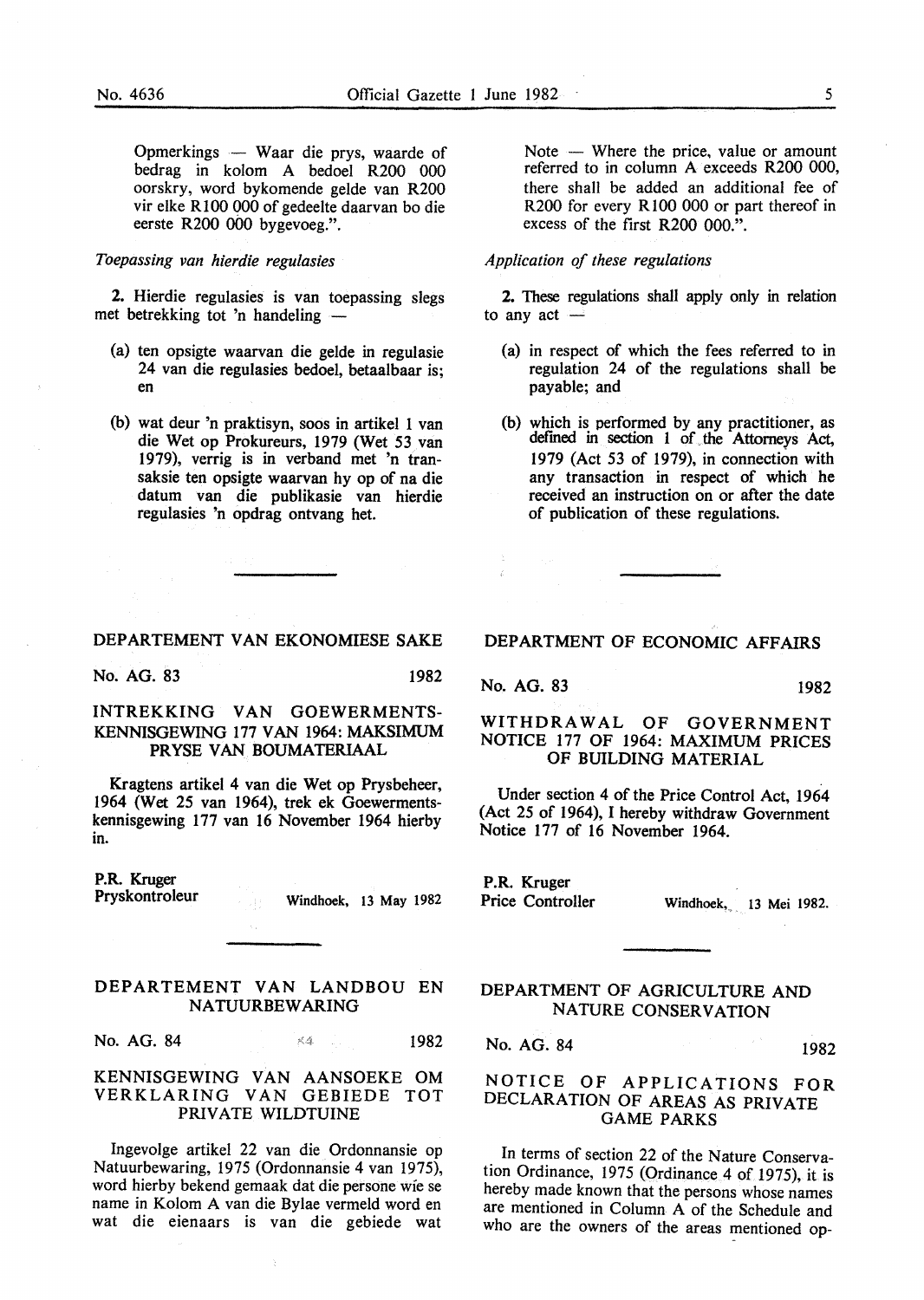Opmerkings — Waar die prys, waarde of bedrag in kolom A bedoel R200 000 oorskry, word bykomende gelde van R200 vir elke R100 000 of gedeelte daarvan bo die eerste R200 000 bygevoeg.".

*Toepassing van hierdie regulasies*

**2.** Hierdie regulasies is van toepassing slegs met betrekking tot 'n handeling —

(a) ten opsigte waarvan die gelde in regulasie 24 van die regulasies bedoel, betaalbaar is; en

(b) wat deur 'n praktisyn, soos in artikel 1 van die Wet op Prokureurs, 1979 (Wet 53 van 1979), verrig is in verband met 'n transaksie ten opsigte waarvan hy op of na die datum van die publikasie van hierdie regulasies 'n opdrag ontvang het.

Note — Where the price, value or amount referred to in column A exceeds R200 000, there shall be added an additional fee of R200 for every R100 000 or part thereof in excess of the first R200 000.".

*Application of these regulations*

**2.** These regulations shall apply only in relation to any act —

(a) in respect of which the fees referred to in regulation 24 of the regulations shall be payable; and

(b) which is performed by any practitioner, as defined in section 1 of the Attorneys Act, 1979 (Act 53 of 1979), in connection with any transaction in respect of which he received an instruction on or after the date of publication of these regulations.

---

## DEPARTEMENT VAN EKONOMIESE SAKE

No. AG. 83 1982

### INTREKKING VAN GOEWERMENTSKENNISGEWING 177 VAN 1964: MAKSIMUM PRYSE VAN BOUMATERIAAL

Kragtens artikel 4 van die Wet op Prysbeheer, 1964 (Wet 25 van 1964), trek ek Goewermentskennisgewing 177 van 16 November 1964 hierby in.

P.R. Kruger
Pryskontroleur

Windhoek, 13 May 1982

## DEPARTMENT OF ECONOMIC AFFAIRS

No. AG. 83 1982

### WITHDRAWAL OF GOVERNMENT NOTICE 177 OF 1964: MAXIMUM PRICES OF BUILDING MATERIAL

Under section 4 of the Price Control Act, 1964 (Act 25 of 1964), I hereby withdraw Government Notice 177 of 16 November 1964.

P.R. Kruger
Price Controller

Windhoek, 13 Mei 1982.

---

## DEPARTEMENT VAN LANDBOU EN NATUURBEWARING

No. AG. 84 1982

### KENNISGEWING VAN AANSOEKE OM VERKLARING VAN GEBIEDE TOT PRIVATE WILDTUINE

Ingevolge artikel 22 van die Ordonnansie op Natuurbewaring, 1975 (Ordonnansie 4 van 1975), word hierby bekend gemaak dat die persone wie se name in Kolom A van die Bylae vermeld word en wat die eienaars is van die gebiede wat

## DEPARTMENT OF AGRICULTURE AND NATURE CONSERVATION

No. AG. 84 1982

### NOTICE OF APPLICATIONS FOR DECLARATION OF AREAS AS PRIVATE GAME PARKS

In terms of section 22 of the Nature Conservation Ordinance, 1975 (Ordinance 4 of 1975), it is hereby made known that the persons whose names are mentioned in Column A of the Schedule and who are the owners of the areas mentioned op-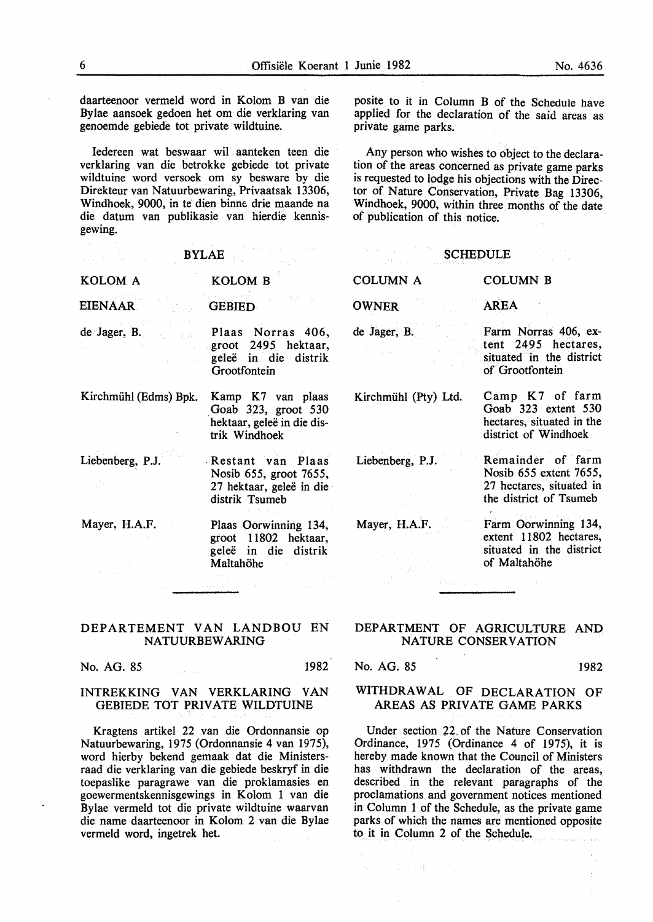daarteenoor vermeld word in Kolom B van die Bylae aansoek gedoen het om die verklaring van genoemde gebiede tot private wildtuine.

Iedereen wat beswaar wil aanteken teen die verklaring van die betrokke gebiede tot private wildtuine word versoek om sy besware by die Direkteur van Natuurbewaring, Privaatsak 13306, Windhoek, 9000, in te dien binne drie maande na die datum van publikasie van hierdie kennisgewing.

### BYLAE

| KOLOM A | KOLOM B |
|---|---|
| EIENAAR | GEBIED |
| de Jager, B. | Plaas Norras 406, groot 2495 hektaar, geleë in die distrik Grootfontein |
| Kirchmühl (Edms) Bpk. | Kamp K7 van plaas Goab 323, groot 530 hektaar, geleë in die distrik Windhoek |
| Liebenberg, P.J. | Restant van Plaas Nosib 655, groot 7655, 27 hektaar, geleë in die distrik Tsumeb |
| Mayer, H.A.F. | Plaas Oorwinning 134, groot 11802 hektaar, geleë in die distrik Maltahöhe |

---

posite to it in Column B of the Schedule have applied for the declaration of the said areas as private game parks.

Any person who wishes to object to the declaration of the areas concerned as private game parks is requested to lodge his objections with the Director of Nature Conservation, Private Bag 13306, Windhoek, 9000, within three months of the date of publication of this notice.

### SCHEDULE

| COLUMN A | COLUMN B |
|---|---|
| OWNER | AREA |
| de Jager, B. | Farm Norras 406, extent 2495 hectares, situated in the district of Grootfontein |
| Kirchmühl (Pty) Ltd. | Camp K7 of farm Goab 323 extent 530 hectares, situated in the district of Windhoek |
| Liebenberg, P.J. | Remainder of farm Nosib 655 extent 7655, 27 hectares, situated in the district of Tsumeb |
| Mayer, H.A.F. | Farm Oorwinning 134, extent 11802 hectares, situated in the district of Maltahöhe |

---

## DEPARTEMENT VAN LANDBOU EN NATUURBEWARING

No. AG. 85 1982

### INTREKKING VAN VERKLARING VAN GEBIEDE TOT PRIVATE WILDTUINE

Kragtens artikel 22 van die Ordonnansie op Natuurbewaring, 1975 (Ordonnansie 4 van 1975), word hierby bekend gemaak dat die Ministersraad die verklaring van die gebiede beskryf in die toepaslike paragrawe van die proklamasies en goewermentskennisgewings in Kolom 1 van die Bylae vermeld tot die private wildtuine waarvan die name daarteenoor in Kolom 2 van die Bylae vermeld word, ingetrek het.

## DEPARTMENT OF AGRICULTURE AND NATURE CONSERVATION

No. AG. 85 1982

### WITHDRAWAL OF DECLARATION OF AREAS AS PRIVATE GAME PARKS

Under section 22 of the Nature Conservation Ordinance, 1975 (Ordinance 4 of 1975), it is hereby made known that the Council of Ministers has withdrawn the declaration of the areas, described in the relevant paragraphs of the proclamations and government notices mentioned in Column 1 of the Schedule, as the private game parks of which the names are mentioned opposite to it in Column 2 of the Schedule.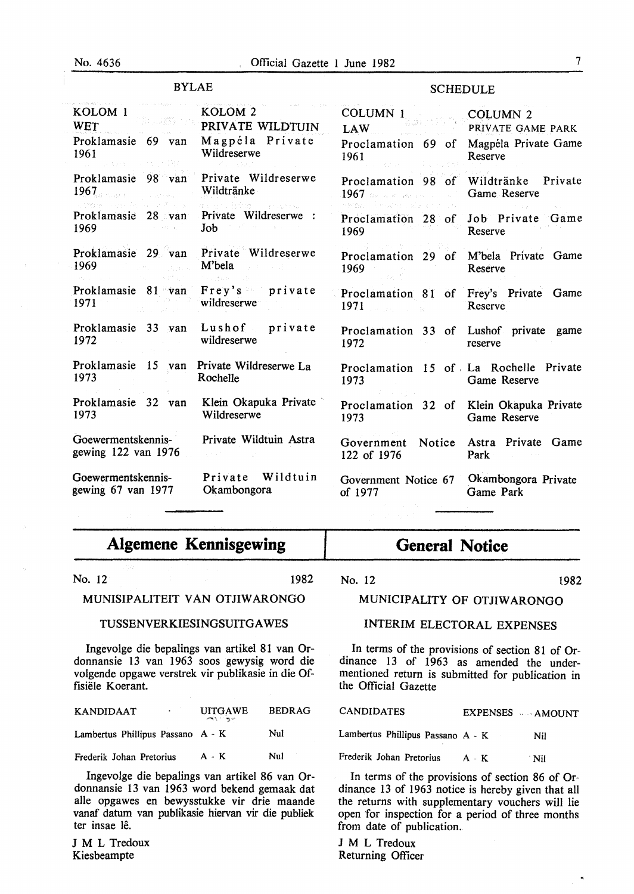## BYLAE

| KOLOM 1 WET | KOLOM 2 PRIVATE WILDTUIN |
|---|---|
| Proklamasie 69 van 1961 | Magpéla Private Wildreserwe |
| Proklamasie 98 van 1967 | Private Wildreserwe Wildtränke |
| Proklamasie 28 van 1969 | Private Wildreserwe : Job |
| Proklamasie 29 van 1969 | Private Wildreserwe M'bela |
| Proklamasie 81 van 1971 | Frey's private wildreserwe |
| Proklamasie 33 van 1972 | Lushof private wildreserwe |
| Proklamasie 15 van 1973 | Private Wildreserwe La Rochelle |
| Proklamasie 32 van 1973 | Klein Okapuka Private Wildreserwe |
| Goewermentskennisgewing 122 van 1976 | Private Wildtuin Astra |
| Goewermentskennisgewing 67 van 1977 | Private Wildtuin Okambongora |

## SCHEDULE

| COLUMN 1 LAW | COLUMN 2 PRIVATE GAME PARK |
|---|---|
| Proclamation 69 of 1961 | Magpéla Private Game Reserve |
| Proclamation 98 of 1967 | Wildtränke Private Game Reserve |
| Proclamation 28 of 1969 | Job Private Game Reserve |
| Proclamation 29 of 1969 | M'bela Private Game Reserve |
| Proclamation 81 of 1971 | Frey's Private Game Reserve |
| Proclamation 33 of 1972 | Lushof private game reserve |
| Proclamation 15 of 1973 | La Rochelle Private Game Reserve |
| Proclamation 32 of 1973 | Klein Okapuka Private Game Reserve |
| Government Notice 122 of 1976 | Astra Private Game Park |
| Government Notice 67 of 1977 | Okambongora Private Game Park |

# Algemene Kennisgewing

No. 12 1982

MUNISIPALITEIT VAN OTJIWARONGO

TUSSENVERKIESINGSUITGAWES

Ingevolge die bepalings van artikel 81 van Ordonnansie 13 van 1963 soos gewysig word die volgende opgawe verstrek vir publikasie in die Offisiële Koerant.

| KANDIDAAT | UITGAWE | BEDRAG |
|---|---|---|
| Lambertus Phillipus Passano | A - K | Nul |
| Frederik Johan Pretorius | A - K | Nul |

Ingevolge die bepalings van artikel 86 van Ordonnansie 13 van 1963 word bekend gemaak dat alle opgawes en bewysstukke vir drie maande vanaf datum van publikasie hiervan vir die publiek ter insae lê.

J M L Tredoux
Kiesbeampte

# General Notice

No. 12 1982

MUNICIPALITY OF OTJIWARONGO

INTERIM ELECTORAL EXPENSES

In terms of the provisions of section 81 of Ordinance 13 of 1963 as amended the undermentioned return is submitted for publication in the Official Gazette

| CANDIDATES | EXPENSES | AMOUNT |
|---|---|---|
| Lambertus Phillipus Passano | A - K | Nil |
| Frederik Johan Pretorius | A - K | Nil |

In terms of the provisions of section 86 of Ordinance 13 of 1963 notice is hereby given that all the returns with supplementary vouchers will lie open for inspection for a period of three months from date of publication.

J M L Tredoux
Returning Officer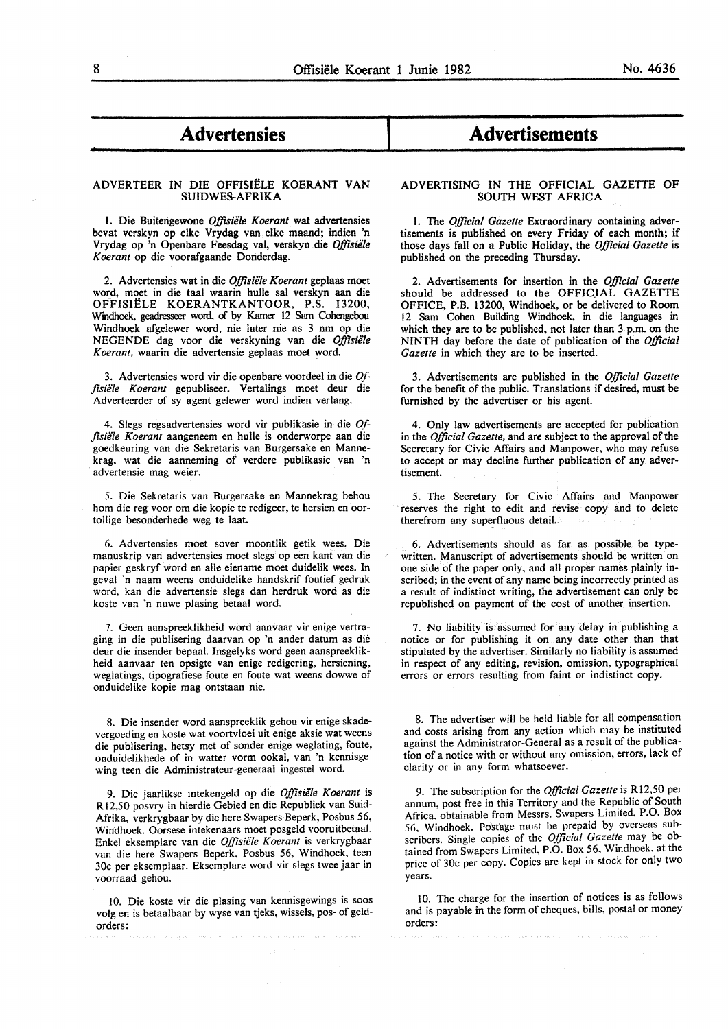# Advertensies

## ADVERTEER IN DIE OFFISIËLE KOERANT VAN SUIDWES-AFRIKA

1. Die Buitengewone *Offisiële Koerant* wat advertensies bevat verskyn op elke Vrydag van elke maand; indien 'n Vrydag op 'n Openbare Feesdag val, verskyn die *Offisiële Koerant* op die voorafgaande Donderdag.

2. Advertensies wat in die *Offisiële Koerant* geplaas moet word, moet in die taal waarin hulle sal verskyn aan die OFFISIËLE KOERANTKANTOOR, P.S. 13200, Windhoek, geadresseer word, of by Kamer 12 Sam Cohengebou Windhoek afgelewer word, nie later nie as 3 nm op die NEGENDE dag voor die verskyning van die *Offisiële Koerant*, waarin die advertensie geplaas moet word.

3. Advertensies word vir die openbare voordeel in die *Offisiële Koerant* gepubliseer. Vertalings moet deur die Adverteerder of sy agent gelewer word indien verlang.

4. Slegs regsadvertensies word vir publikasie in die *Offisiële Koerant* aangeneem en hulle is onderworpe aan die goedkeuring van die Sekretaris van Burgersake en Mannekrag, wat die aanneming of verdere publikasie van 'n advertensie mag weier.

5. Die Sekretaris van Burgersake en Mannekrag behou hom die reg voor om die kopie te redigeer, te hersien en oortollige besonderhede weg te laat.

6. Advertensies moet sover moontlik getik wees. Die manuskrip van advertensies moet slegs op een kant van die papier geskryf word en alle eiename moet duidelik wees. In geval 'n naam weens onduidelike handskrif foutief gedruk word, kan die advertensie slegs dan herdruk word as die koste van 'n nuwe plasing betaal word.

7. Geen aanspreeklikheid word aanvaar vir enige vertraging in die publisering daarvan op 'n ander datum as dié deur die insender bepaal. Insgelyks word geen aanspreeklikheid aanvaar ten opsigte van enige redigering, hersiening, weglatings, tipografiese foute en foute wat weens dowwe of onduidelike kopie mag ontstaan nie.

8. Die insender word aanspreeklik gehou vir enige skadevergoeding en koste wat voortvloei uit enige aksie wat weens die publisering, hetsy met of sonder enige weglating, foute, onduidelikhede of in watter vorm ookal, van 'n kennisgewing teen die Administrateur-generaal ingestel word.

9. Die jaarlikse intekengeld op die *Offisiële Koerant* is R12,50 posvry in hierdie Gebied en die Republiek van Suid-Afrika, verkrygbaar by die here Swapers Beperk, Posbus 56, Windhoek. Oorsese intekenaars moet posgeld vooruitbetaal. Enkel eksemplare van die *Offisiële Koerant* is verkrygbaar van die here Swapers Beperk, Posbus 56, Windhoek, teen 30c per eksemplaar. Eksemplare word vir slegs twee jaar in voorraad gehou.

10. Die koste vir die plasing van kennisgewings is soos volg en is betaalbaar by wyse van tjeks, wissels, pos- of geldorders:

# Advertisements

## ADVERTISING IN THE OFFICIAL GAZETTE OF SOUTH WEST AFRICA

1. The *Official Gazette* Extraordinary containing advertisements is published on every Friday of each month; if those days fall on a Public Holiday, the *Official Gazette* is published on the preceding Thursday.

2. Advertisements for insertion in the *Official Gazette* should be addressed to the OFFICIAL GAZETTE OFFICE, P.B. 13200, Windhoek, or be delivered to Room 12 Sam Cohen Building Windhoek, in die languages in which they are to be published, not later than 3 p.m. on the NINTH day before the date of publication of the *Official Gazette* in which they are to be inserted.

3. Advertisements are published in the *Official Gazette* for the benefit of the public. Translations if desired, must be furnished by the advertiser or his agent.

4. Only law advertisements are accepted for publication in the *Official Gazette*, and are subject to the approval of the Secretary for Civic Affairs and Manpower, who may refuse to accept or may decline further publication of any advertisement.

5. The Secretary for Civic Affairs and Manpower reserves the right to edit and revise copy and to delete therefrom any superfluous detail.

6. Advertisements should as far as possible be typewritten. Manuscript of advertisements should be written on one side of the paper only, and all proper names plainly inscribed; in the event of any name being incorrectly printed as a result of indistinct writing, the advertisement can only be republished on payment of the cost of another insertion.

7. No liability is assumed for any delay in publishing a notice or for publishing it on any date other than that stipulated by the advertiser. Similarly no liability is assumed in respect of any editing, revision, omission, typographical errors or errors resulting from faint or indistinct copy.

8. The advertiser will be held liable for all compensation and costs arising from any action which may be instituted against the Administrator-General as a result of the publication of a notice with or without any omission, errors, lack of clarity or in any form whatsoever.

9. The subscription for the *Official Gazette* is R12,50 per annum, post free in this Territory and the Republic of South Africa, obtainable from Messrs. Swapers Limited, P.O. Box 56, Windhoek. Postage must be prepaid by overseas subscribers. Single copies of the *Official Gazette* may be obtained from Swapers Limited, P.O. Box 56, Windhoek, at the price of 30c per copy. Copies are kept in stock for only two years.

10. The charge for the insertion of notices is as follows and is payable in the form of cheques, bills, postal or money orders: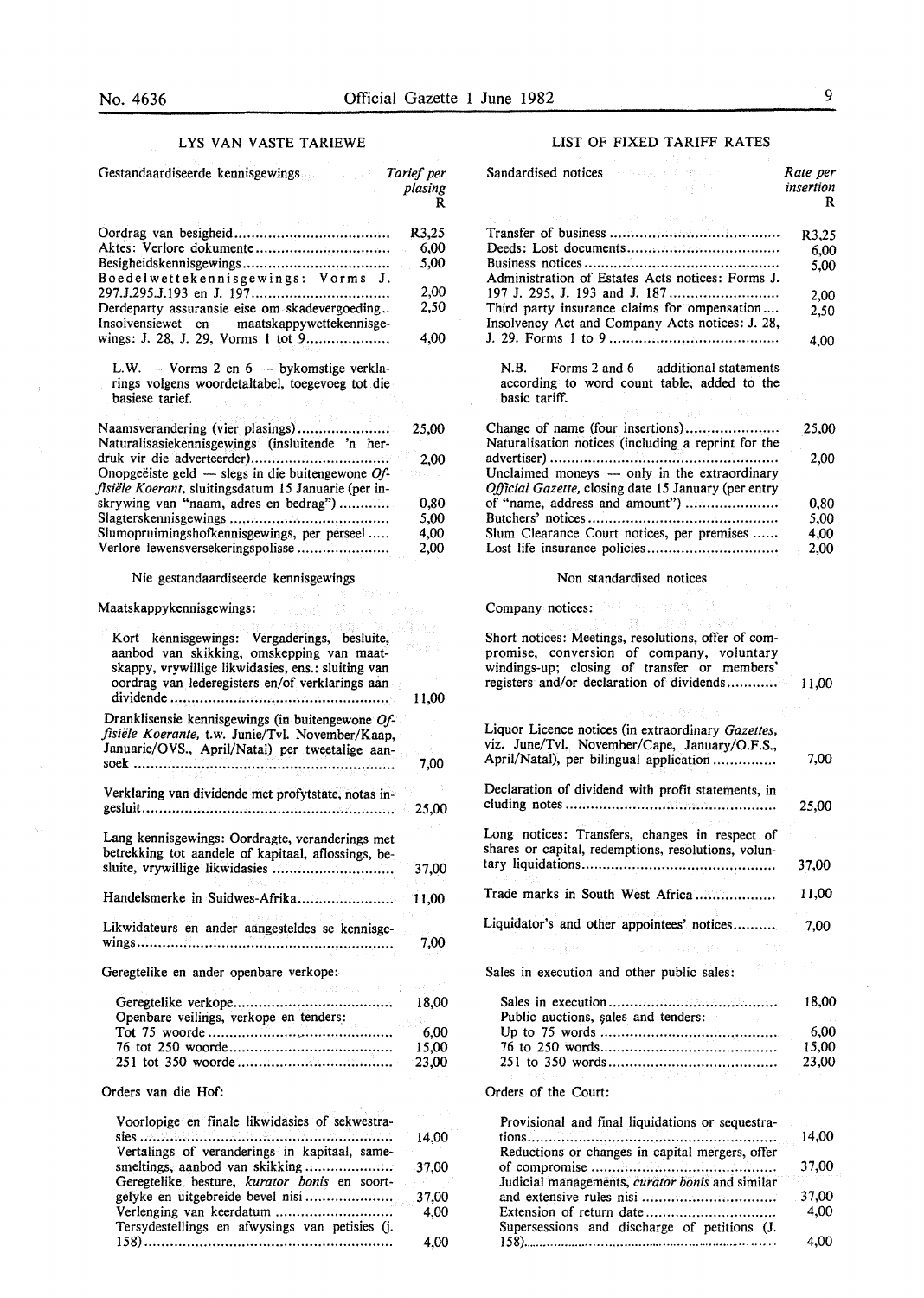## LYS VAN VASTE TARIEWE

| Gestandaardiseerde kennisgewings | *Tarief per plasing* R |
|---|---|
| Oordrag van besigheid | R3,25 |
| Aktes: Verlore dokumente | 6,00 |
| Besigheidskennisgewings | 5,00 |
| Boedelwettekennisgewings: Vorms J. 297.J.295.J.193 en J. 197 | 2,00 |
| Derdeparty assuransie eise om skadevergoeding | 2,50 |
| Insolvensiewet en maatskappywettekennisgewings: J. 28, J. 29, Vorms 1 tot 9 | 4,00 |

L.W. — Vorms 2 en 6 — bykomstige verklarings volgens woordetaltabel, toegevoeg tot die basiese tarief.

| | |
|---|---|
| Naamsverandering (vier plasings) | 25,00 |
| Naturalisasiekennisgewings (insluitende 'n herdruk vir die adverteerder) | 2,00 |
| Onopgeëiste geld — slegs in die buitengewone *Offisiële Koerant*, sluitingsdatum 15 Januarie (per inskrywing van "naam, adres en bedrag") | 0,80 |
| Slagterskennisgewings | 5,00 |
| Slumopruimingshofkennisgewings, per perseel | 4,00 |
| Verlore lewensversekeringspolisse | 2,00 |

### Nie gestandaardiseerde kennisgewings

Maatskappykennisgewings:

| | |
|---|---|
| Kort kennisgewings: Vergaderings, besluite, aanbod van skikking, omskepping van maatskappy, vrywillige likwidasies, ens.: sluiting van oordrag van lederegisters en/of verklarings aan dividende | 11,00 |
| Dranklisensie kennisgewings (in buitengewone *Offisiële Koerante*, t.w. Junie/Tvl. November/Kaap, Januarie/OVS., April/Natal) per tweetalige aansoek | 7,00 |
| Verklaring van dividende met profytstate, notas ingesluit | 25,00 |
| Lang kennisgewings: Oordragte, veranderings met betrekking tot aandele of kapitaal, aflossings, besluite, vrywillige likwidasies | 37,00 |
| Handelsmerke in Suidwes-Afrika | 11,00 |
| Likwidateurs en ander aangesteldes se kennisgewings | 7,00 |

Geregtelike en ander openbare verkope:

| | |
|---|---|
| Geregtelike verkope | 18,00 |
| Openbare veilings, verkope en tenders: | |
| Tot 75 woorde | 6,00 |
| 76 tot 250 woorde | 15,00 |
| 251 tot 350 woorde | 23,00 |

Orders van die Hof:

| | |
|---|---|
| Voorlopige en finale likwidasies of sekwestrasies | 14,00 |
| Vertalings of veranderings in kapitaal, samesmeltings, aanbod van skikking | 37,00 |
| Geregtelike besture, *kurator bonis* en soortgelyke en uitgebreide bevel nisi | 37,00 |
| Verlenging van keerdatum | 4,00 |
| Tersydestellings en afwysings van petisies (j. 158) | 4,00 |

## LIST OF FIXED TARIFF RATES

| Sandardised notices | *Rate per insertion* R |
|---|---|
| Transfer of business | R3,25 |
| Deeds: Lost documents | 6,00 |
| Business notices | 5,00 |
| Administration of Estates Acts notices: Forms J. 197 J. 295, J. 193 and J. 187 | 2,00 |
| Third party insurance claims for compensation | 2,50 |
| Insolvency Act and Company Acts notices: J. 28, J. 29. Forms 1 to 9 | 4,00 |

N.B. — Forms 2 and 6 — additional statements according to word count table, added to the basic tariff.

| | |
|---|---|
| Change of name (four insertions) | 25,00 |
| Naturalisation notices (including a reprint for the advertiser) | 2,00 |
| Unclaimed moneys — only in the extraordinary *Official Gazette*, closing date 15 January (per entry of "name, address and amount") | 0,80 |
| Butchers' notices | 5,00 |
| Slum Clearance Court notices, per premises | 4,00 |
| Lost life insurance policies | 2,00 |

### Non standardised notices

Company notices:

| | |
|---|---|
| Short notices: Meetings, resolutions, offer of compromise, conversion of company, voluntary windings-up; closing of transfer or members' registers and/or declaration of dividends | 11,00 |
| Liquor Licence notices (in extraordinary *Gazettes*, viz. June/Tvl. November/Cape, January/O.F.S., April/Natal), per bilingual application | 7,00 |
| Declaration of dividend with profit statements, in cluding notes | 25,00 |
| Long notices: Transfers, changes in respect of shares or capital, redemptions, resolutions, voluntary liquidations | 37,00 |
| Trade marks in South West Africa | 11,00 |
| Liquidator's and other appointees' notices | 7,00 |

Sales in execution and other public sales:

| | |
|---|---|
| Sales in execution | 18,00 |
| Public auctions, sales and tenders: | |
| Up to 75 words | 6,00 |
| 76 to 250 words | 15,00 |
| 251 to 350 words | 23,00 |

Orders of the Court:

| | |
|---|---|
| Provisional and final liquidations or sequestrations | 14,00 |
| Reductions or changes in capital mergers, offer of compromise | 37,00 |
| Judicial managements, *curator bonis* and similar and extensive rules nisi | 37,00 |
| Extension of return date | 4,00 |
| Supersessions and discharge of petitions (J. 158) | 4,00 |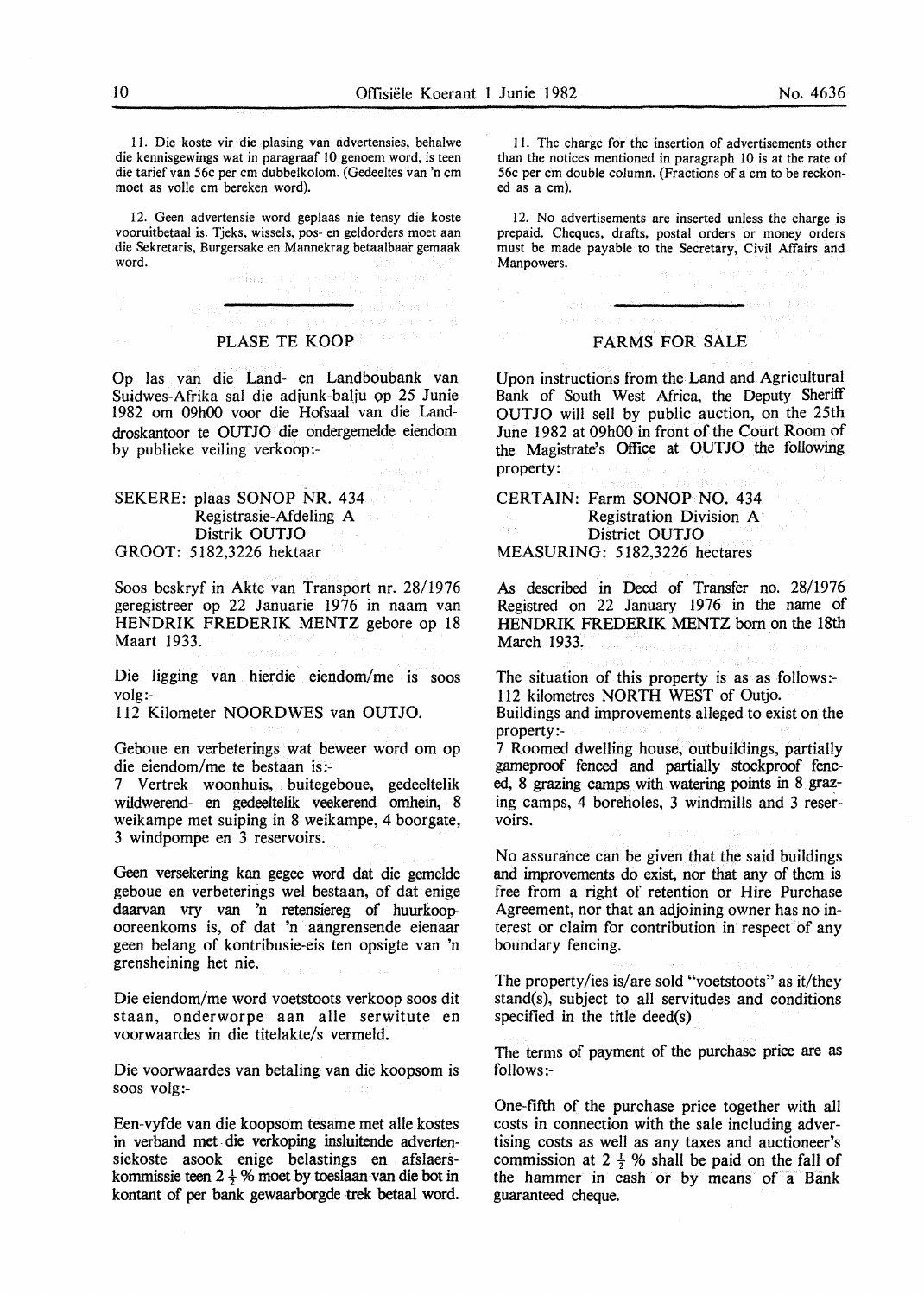11. Die koste vir die plasing van advertensies, behalwe die kennisgewings wat in paragraaf 10 genoem word, is teen die tarief van 56c per cm dubbelkolom. (Gedeeltes van 'n cm moet as volle cm bereken word).

12. Geen advertensie word geplaas nie tensy die koste vooruitbetaal is. Tjeks, wissels, pos- en geldorders moet aan die Sekretaris, Burgersake en Mannekrag betaalbaar gemaak word.

## PLASE TE KOOP

Op las van die Land- en Landboubank van Suidwes-Afrika sal die adjunk-balju op 25 Junie 1982 om 09h00 voor die Hofsaal van die Landdroskantoor te OUTJO die ondergemelde eiendom by publieke veiling verkoop:-

SEKERE: plaas SONOP NR. 434
Registrasie-Afdeling A
Distrik OUTJO
GROOT: 5182,3226 hektaar

Soos beskryf in Akte van Transport nr. 28/1976 geregistreer op 22 Januarie 1976 in naam van HENDRIK FREDERIK MENTZ gebore op 18 Maart 1933.

Die ligging van hierdie eiendom/me is soos volg:-
112 Kilometer NOORDWES van OUTJO.

Geboue en verbeterings wat beweer word om op die eiendom/me te bestaan is:-
7 Vertrek woonhuis, buitegeboue, gedeeltelik wildwerend- en gedeeltelik veekerend omhein, 8 weikampe met suiping in 8 weikampe, 4 boorgate, 3 windpompe en 3 reservoirs.

Geen versekering kan gegee word dat die gemelde geboue en verbeterings wel bestaan, of dat enige daarvan vry van 'n retensiereg of huurkoopooreenkoms is, of dat 'n aangrensende eienaar geen belang of kontribusie-eis ten opsigte van 'n grensheining het nie.

Die eiendom/me word voetstoots verkoop soos dit staan, onderworpe aan alle serwitute en voorwaardes in die titelakte/s vermeld.

Die voorwaardes van betaling van die koopsom is soos volg:-

Een-vyfde van die koopsom tesame met alle kostes in verband met die verkoping insluitende advertensiekoste asook enige belastings en afslaerskommissie teen 2 ½ % moet by toeslaan van die bot in kontant of per bank gewaarborgde trek betaal word.

11. The charge for the insertion of advertisements other than the notices mentioned in paragraph 10 is at the rate of 56c per cm double column. (Fractions of a cm to be reckoned as a cm).

12. No advertisements are inserted unless the charge is prepaid. Cheques, drafts, postal orders or money orders must be made payable to the Secretary, Civil Affairs and Manpowers.

## FARMS FOR SALE

Upon instructions from the Land and Agricultural Bank of South West Africa, the Deputy Sheriff OUTJO will sell by public auction, on the 25th June 1982 at 09h00 in front of the Court Room of the Magistrate's Office at OUTJO the following property:

CERTAIN: Farm SONOP NO. 434
Registration Division A
District OUTJO
MEASURING: 5182,3226 hectares

As described in Deed of Transfer no. 28/1976 Registred on 22 January 1976 in the name of HENDRIK FREDERIK MENTZ born on the 18th March 1933.

The situation of this property is as as follows:-
112 kilometres NORTH WEST of Outjo.
Buildings and improvements alleged to exist on the property:-
7 Roomed dwelling house, outbuildings, partially gameproof fenced and partially stockproof fenced, 8 grazing camps with watering points in 8 grazing camps, 4 boreholes, 3 windmills and 3 reservoirs.

No assurance can be given that the said buildings and improvements do exist, nor that any of them is free from a right of retention or Hire Purchase Agreement, nor that an adjoining owner has no interest or claim for contribution in respect of any boundary fencing.

The property/ies is/are sold "voetstoots" as it/they stand(s), subject to all servitudes and conditions specified in the title deed(s)

The terms of payment of the purchase price are as follows:-

One-fifth of the purchase price together with all costs in connection with the sale including advertising costs as well as any taxes and auctioneer's commission at 2 ½ % shall be paid on the fall of the hammer in cash or by means of a Bank guaranteed cheque.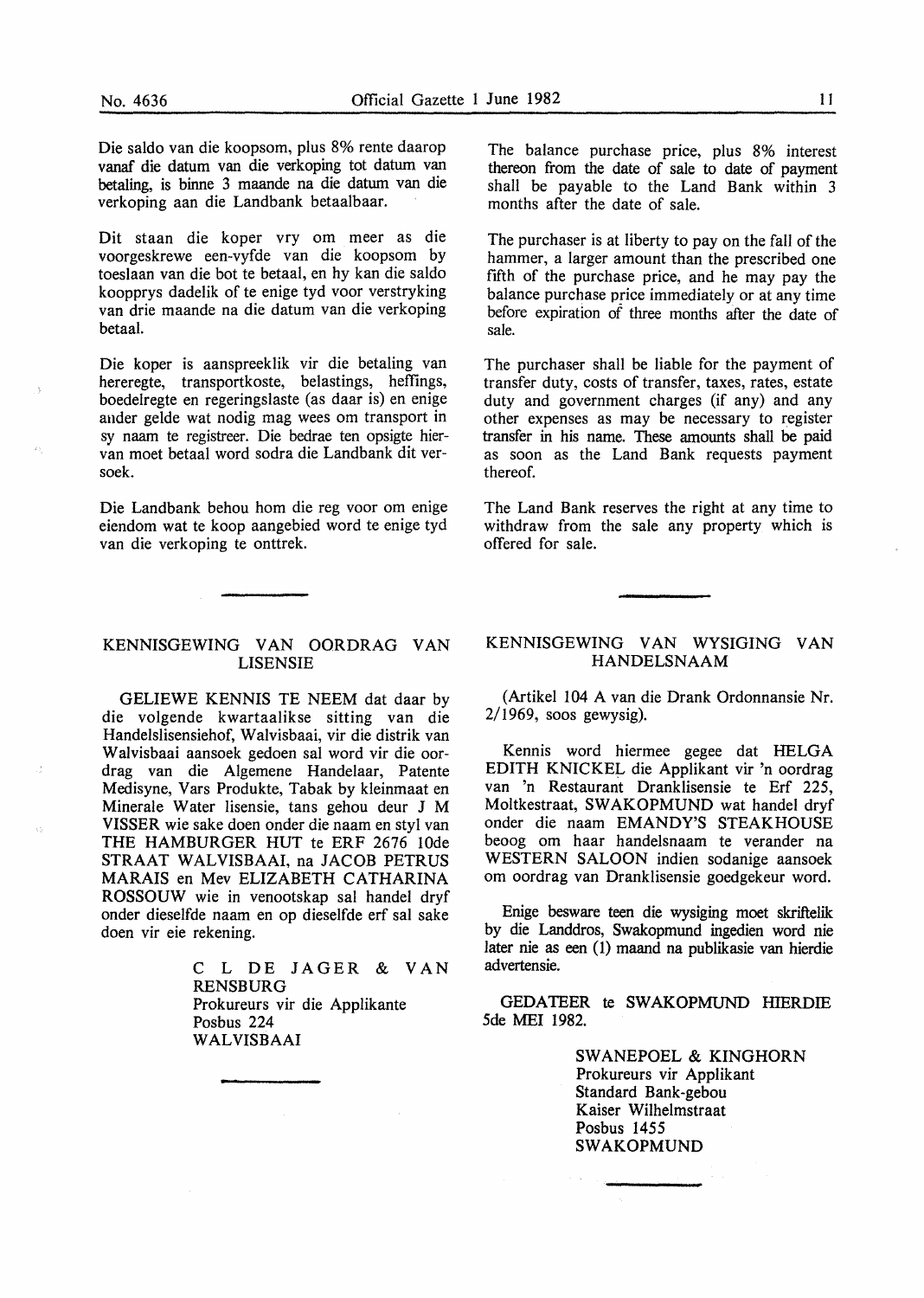Die saldo van die koopsom, plus 8% rente daarop vanaf die datum van die verkoping tot datum van betaling, is binne 3 maande na die datum van die verkoping aan die Landbank betaalbaar.

Dit staan die koper vry om meer as die voorgeskrewe een-vyfde van die koopsom by toeslaan van die bot te betaal, en hy kan die saldo koopprys dadelik of te enige tyd voor verstryking van drie maande na die datum van die verkoping betaal.

Die koper is aanspreeklik vir die betaling van hereregte, transportkoste, belastings, heffings, boedelregte en regeringslaste (as daar is) en enige ander gelde wat nodig mag wees om transport in sy naam te registreer. Die bedrae ten opsigte hiervan moet betaal word sodra die Landbank dit versoek.

Die Landbank behou hom die reg voor om enige eiendom wat te koop aangebied word te enige tyd van die verkoping te onttrek.

The balance purchase price, plus 8% interest thereon from the date of sale to date of payment shall be payable to the Land Bank within 3 months after the date of sale.

The purchaser is at liberty to pay on the fall of the hammer, a larger amount than the prescribed one fifth of the purchase price, and he may pay the balance purchase price immediately or at any time before expiration of three months after the date of sale.

The purchaser shall be liable for the payment of transfer duty, costs of transfer, taxes, rates, estate duty and government charges (if any) and any other expenses as may be necessary to register transfer in his name. These amounts shall be paid as soon as the Land Bank requests payment thereof.

The Land Bank reserves the right at any time to withdraw from the sale any property which is offered for sale.

---

## KENNISGEWING VAN OORDRAG VAN LISENSIE

GELIEWE KENNIS TE NEEM dat daar by die volgende kwartaalikse sitting van die Handelslisensiehof, Walvisbaai, vir die distrik van Walvisbaai aansoek gedoen sal word vir die oordrag van die Algemene Handelaar, Patente Medisyne, Vars Produkte, Tabak by kleinmaat en Minerale Water lisensie, tans gehou deur J M VISSER wie sake doen onder die naam en styl van THE HAMBURGER HUT te ERF 2676 10de STRAAT WALVISBAAI, na JACOB PETRUS MARAIS en Mev ELIZABETH CATHARINA ROSSOUW wie in venootskap sal handel dryf onder dieselfde naam en op dieselfde erf sal sake doen vir eie rekening.

C L DE JAGER & VAN RENSBURG
Prokureurs vir die Applikante
Posbus 224
WALVISBAAI

---

## KENNISGEWING VAN WYSIGING VAN HANDELSNAAM

(Artikel 104 A van die Drank Ordonnansie Nr. 2/1969, soos gewysig).

Kennis word hiermee gegee dat HELGA EDITH KNICKEL die Applikant vir 'n oordrag van 'n Restaurant Dranklisensie te Erf 225, Moltkestraat, SWAKOPMUND wat handel dryf onder die naam EMANDY'S STEAKHOUSE beoog om haar handelsnaam te verander na WESTERN SALOON indien sodanige aansoek om oordrag van Dranklisensie goedgekeur word.

Enige besware teen die wysiging moet skriftelik by die Landdros, Swakopmund ingedien word nie later nie as een (1) maand na publikasie van hierdie advertensie.

GEDATEER te SWAKOPMUND HIERDIE 5de MEI 1982.

SWANEPOEL & KINGHORN
Prokureurs vir Applikant
Standard Bank-gebou
Kaiser Wilhelmstraat
Posbus 1455
SWAKOPMUND